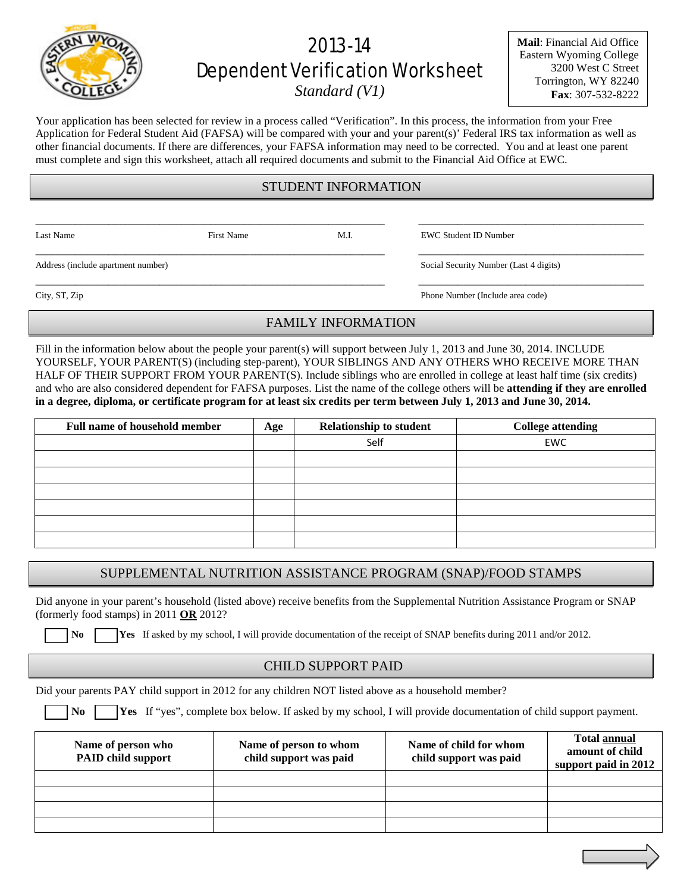# 2013-14 Dependent Verification Worksheet

*Standard (V1)*

**Mail**: Financial Aid Office
Eastern Wyoming College
3200 West C Street
Torrington, WY 82240
**Fax**: 307-532-8222

Your application has been selected for review in a process called "Verification". In this process, the information from your Free Application for Federal Student Aid (FAFSA) will be compared with your and your parent(s)' Federal IRS tax information as well as other financial documents. If there are differences, your FAFSA information may need to be corrected. You and at least one parent must complete and sign this worksheet, attach all required documents and submit to the Financial Aid Office at EWC.

## STUDENT INFORMATION

Last Name ______ First Name ______ M.I. ______ EWC Student ID Number ______

Address (include apartment number) ______ Social Security Number (Last 4 digits) ______

City, ST, Zip ______ Phone Number (Include area code) ______

## FAMILY INFORMATION

Fill in the information below about the people your parent(s) will support between July 1, 2013 and June 30, 2014. INCLUDE YOURSELF, YOUR PARENT(S) (including step-parent), YOUR SIBLINGS AND ANY OTHERS WHO RECEIVE MORE THAN HALF OF THEIR SUPPORT FROM YOUR PARENT(S). Include siblings who are enrolled in college at least half time (six credits) and who are also considered dependent for FAFSA purposes. List the name of the college others will be **attending if they are enrolled in a degree, diploma, or certificate program for at least six credits per term between July 1, 2013 and June 30, 2014.**

| Full name of household member | Age | Relationship to student | College attending |
|---|---|---|---|
| | | Self | EWC |
| | | | |
| | | | |
| | | | |
| | | | |
| | | | |
| | | | |

## SUPPLEMENTAL NUTRITION ASSISTANCE PROGRAM (SNAP)/FOOD STAMPS

Did anyone in your parent's household (listed above) receive benefits from the Supplemental Nutrition Assistance Program or SNAP (formerly food stamps) in 2011 **OR** 2012?

☐ **No** ☐ **Yes** If asked by my school, I will provide documentation of the receipt of SNAP benefits during 2011 and/or 2012.

## CHILD SUPPORT PAID

Did your parents PAY child support in 2012 for any children NOT listed above as a household member?

☐ **No** ☐ **Yes** If "yes", complete box below. If asked by my school, I will provide documentation of child support payment.

| Name of person who PAID child support | Name of person to whom child support was paid | Name of child for whom child support was paid | Total annual amount of child support paid in 2012 |
|---|---|---|---|
| | | | |
| | | | |
| | | | |
| | | | |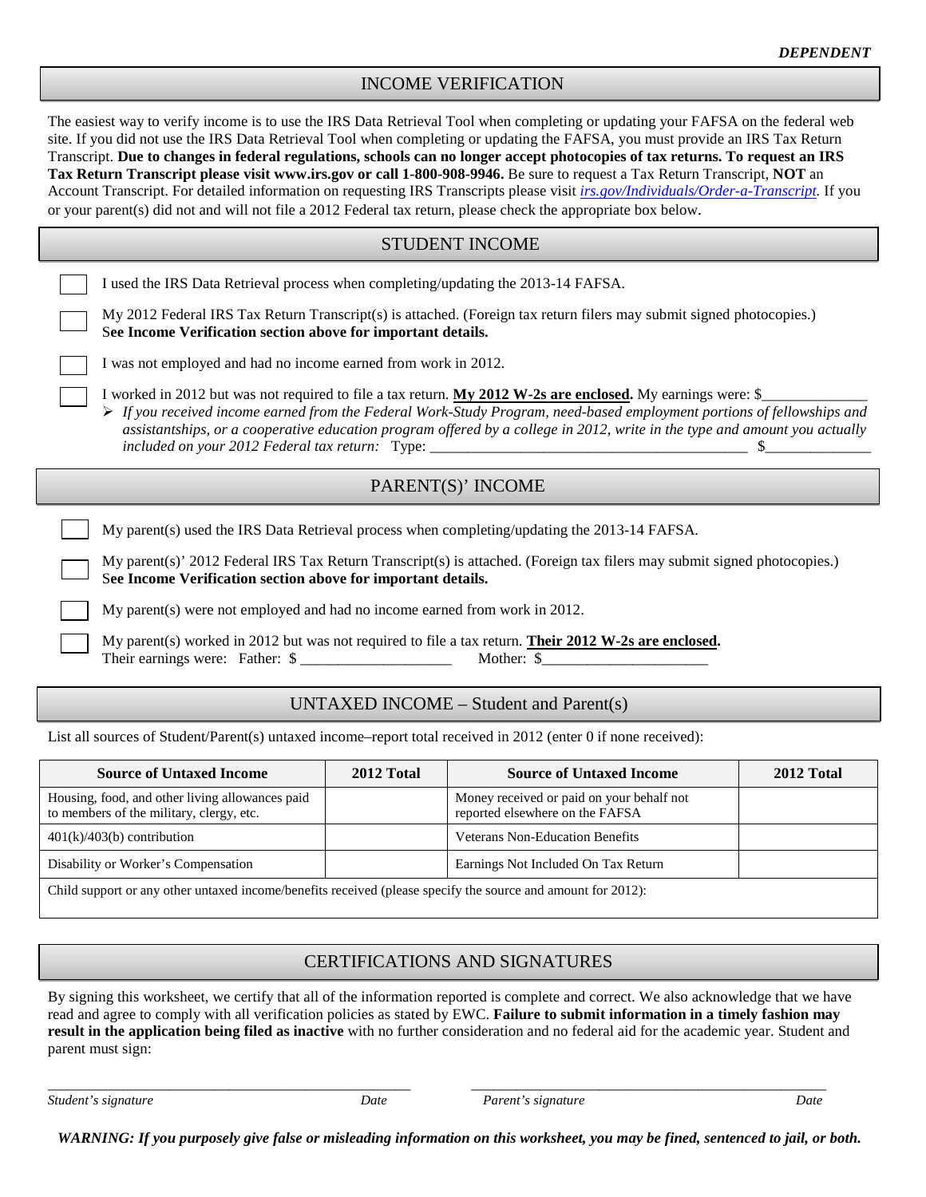*DEPENDENT*

## INCOME VERIFICATION

The easiest way to verify income is to use the IRS Data Retrieval Tool when completing or updating your FAFSA on the federal web site. If you did not use the IRS Data Retrieval Tool when completing or updating the FAFSA, you must provide an IRS Tax Return Transcript. **Due to changes in federal regulations, schools can no longer accept photocopies of tax returns. To request an IRS Tax Return Transcript please visit www.irs.gov or call 1-800-908-9946.** Be sure to request a Tax Return Transcript, **NOT** an Account Transcript. For detailed information on requesting IRS Transcripts please visit *irs.gov/Individuals/Order-a-Transcript.* If you or your parent(s) did not and will not file a 2012 Federal tax return, please check the appropriate box below.

## STUDENT INCOME

☐ I used the IRS Data Retrieval process when completing/updating the 2013-14 FAFSA.

☐ My 2012 Federal IRS Tax Return Transcript(s) is attached. (Foreign tax return filers may submit signed photocopies.) S**ee Income Verification section above for important details.**

☐ I was not employed and had no income earned from work in 2012.

☐ I worked in 2012 but was not required to file a tax return. **My 2012 W-2s are enclosed.** My earnings were: $______________

- *If you received income earned from the Federal Work-Study Program, need-based employment portions of fellowships and assistantships, or a cooperative education program offered by a college in 2012, write in the type and amount you actually included on your 2012 Federal tax return:* Type: __________________________________________ $______________

## PARENT(S)' INCOME

☐ My parent(s) used the IRS Data Retrieval process when completing/updating the 2013-14 FAFSA.

☐ My parent(s)' 2012 Federal IRS Tax Return Transcript(s) is attached. (Foreign tax filers may submit signed photocopies.) S**ee Income Verification section above for important details.**

☐ My parent(s) were not employed and had no income earned from work in 2012.

☐ My parent(s) worked in 2012 but was not required to file a tax return. **Their 2012 W-2s are enclosed.**
Their earnings were: Father: $ ____________________ Mother: $______________________

## UNTAXED INCOME – Student and Parent(s)

List all sources of Student/Parent(s) untaxed income–report total received in 2012 (enter 0 if none received):

| Source of Untaxed Income | 2012 Total | Source of Untaxed Income | 2012 Total |
|---|---|---|---|
| Housing, food, and other living allowances paid to members of the military, clergy, etc. | | Money received or paid on your behalf not reported elsewhere on the FAFSA | |
| 401(k)/403(b) contribution | | Veterans Non-Education Benefits | |
| Disability or Worker's Compensation | | Earnings Not Included On Tax Return | |
| Child support or any other untaxed income/benefits received (please specify the source and amount for 2012): | | | |

## CERTIFICATIONS AND SIGNATURES

By signing this worksheet, we certify that all of the information reported is complete and correct. We also acknowledge that we have read and agree to comply with all verification policies as stated by EWC. **Failure to submit information in a timely fashion may result in the application being filed as inactive** with no further consideration and no federal aid for the academic year. Student and parent must sign:

_____________________________________________ _____________________________________________

*Student's signature* *Date* *Parent's signature* *Date*

***WARNING: If you purposely give false or misleading information on this worksheet, you may be fined, sentenced to jail, or both.***